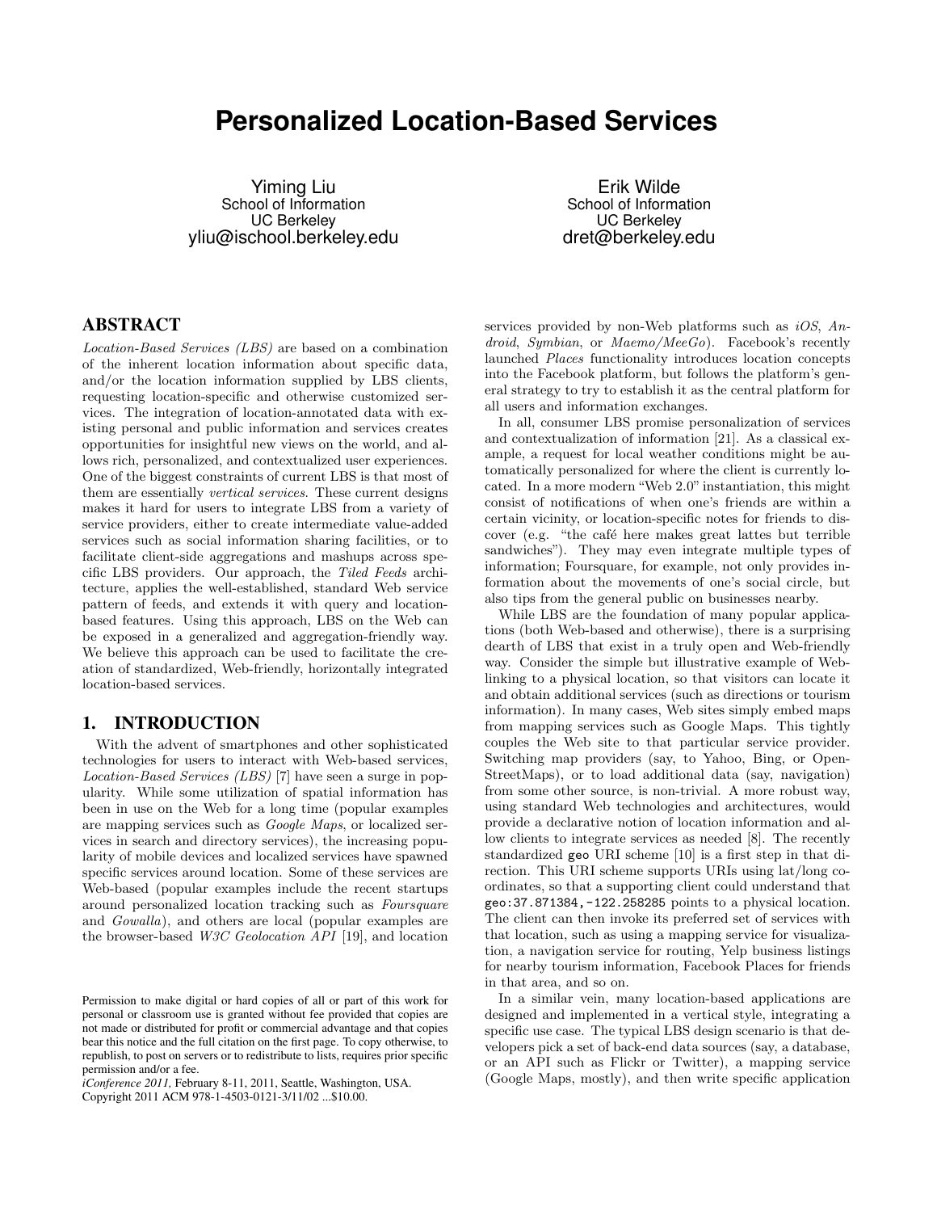# Personalized Location-Based Services

Yiming Liu
School of Information
UC Berkeley
yliu@ischool.berkeley.edu

Erik Wilde
School of Information
UC Berkeley
dret@berkeley.edu

## ABSTRACT

*Location-Based Services (LBS)* are based on a combination of the inherent location information about specific data, and/or the location information supplied by LBS clients, requesting location-specific and otherwise customized services. The integration of location-annotated data with existing personal and public information and services creates opportunities for insightful new views on the world, and allows rich, personalized, and contextualized user experiences. One of the biggest constraints of current LBS is that most of them are essentially *vertical services*. These current designs makes it hard for users to integrate LBS from a variety of service providers, either to create intermediate value-added services such as social information sharing facilities, or to facilitate client-side aggregations and mashups across specific LBS providers. Our approach, the *Tiled Feeds* architecture, applies the well-established, standard Web service pattern of feeds, and extends it with query and location-based features. Using this approach, LBS on the Web can be exposed in a generalized and aggregation-friendly way. We believe this approach can be used to facilitate the creation of standardized, Web-friendly, horizontally integrated location-based services.

## 1. INTRODUCTION

With the advent of smartphones and other sophisticated technologies for users to interact with Web-based services, *Location-Based Services (LBS)* [7] have seen a surge in popularity. While some utilization of spatial information has been in use on the Web for a long time (popular examples are mapping services such as *Google Maps*, or localized services in search and directory services), the increasing popularity of mobile devices and localized services have spawned specific services around location. Some of these services are Web-based (popular examples include the recent startups around personalized location tracking such as *Foursquare* and *Gowalla*), and others are local (popular examples are the browser-based *W3C Geolocation API* [19], and location services provided by non-Web platforms such as *iOS*, *Android*, *Symbian*, or *Maemo/MeeGo*). Facebook's recently launched *Places* functionality introduces location concepts into the Facebook platform, but follows the platform's general strategy to try to establish it as the central platform for all users and information exchanges.

In all, consumer LBS promise personalization of services and contextualization of information [21]. As a classical example, a request for local weather conditions might be automatically personalized for where the client is currently located. In a more modern "Web 2.0" instantiation, this might consist of notifications of when one's friends are within a certain vicinity, or location-specific notes for friends to discover (e.g. "the café here makes great lattes but terrible sandwiches"). They may even integrate multiple types of information; Foursquare, for example, not only provides information about the movements of one's social circle, but also tips from the general public on businesses nearby.

While LBS are the foundation of many popular applications (both Web-based and otherwise), there is a surprising dearth of LBS that exist in a truly open and Web-friendly way. Consider the simple but illustrative example of Web-linking to a physical location, so that visitors can locate it and obtain additional services (such as directions or tourism information). In many cases, Web sites simply embed maps from mapping services such as Google Maps. This tightly couples the Web site to that particular service provider. Switching map providers (say, to Yahoo, Bing, or OpenStreetMaps), or to load additional data (say, navigation) from some other source, is non-trivial. A more robust way, using standard Web technologies and architectures, would provide a declarative notion of location information and allow clients to integrate services as needed [8]. The recently standardized `geo` URI scheme [10] is a first step in that direction. This URI scheme supports URIs using lat/long coordinates, so that a supporting client could understand that `geo:37.871384,-122.258285` points to a physical location. The client can then invoke its preferred set of services with that location, such as using a mapping service for visualization, a navigation service for routing, Yelp business listings for nearby tourism information, Facebook Places for friends in that area, and so on.

In a similar vein, many location-based applications are designed and implemented in a vertical style, integrating a specific use case. The typical LBS design scenario is that developers pick a set of back-end data sources (say, a database, or an API such as Flickr or Twitter), a mapping service (Google Maps, mostly), and then write specific application

Permission to make digital or hard copies of all or part of this work for personal or classroom use is granted without fee provided that copies are not made or distributed for profit or commercial advantage and that copies bear this notice and the full citation on the first page. To copy otherwise, to republish, to post on servers or to redistribute to lists, requires prior specific permission and/or a fee.
*iConference 2011,* February 8-11, 2011, Seattle, Washington, USA.
Copyright 2011 ACM 978-1-4503-0121-3/11/02 ...$10.00.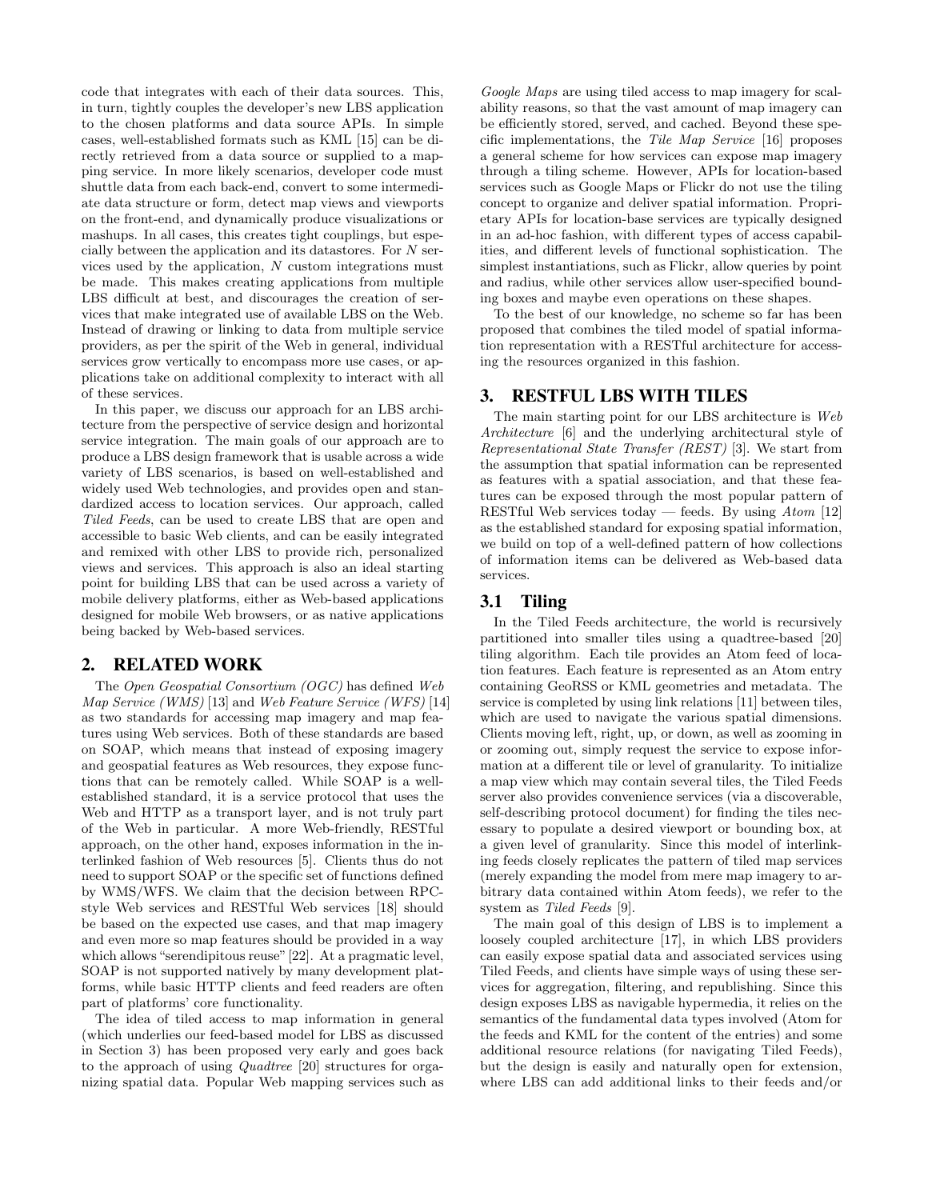code that integrates with each of their data sources. This, in turn, tightly couples the developer's new LBS application to the chosen platforms and data source APIs. In simple cases, well-established formats such as KML [15] can be directly retrieved from a data source or supplied to a mapping service. In more likely scenarios, developer code must shuttle data from each back-end, convert to some intermediate data structure or form, detect map views and viewports on the front-end, and dynamically produce visualizations or mashups. In all cases, this creates tight couplings, but especially between the application and its datastores. For $N$ services used by the application, $N$ custom integrations must be made. This makes creating applications from multiple LBS difficult at best, and discourages the creation of services that make integrated use of available LBS on the Web. Instead of drawing or linking to data from multiple service providers, as per the spirit of the Web in general, individual services grow vertically to encompass more use cases, or applications take on additional complexity to interact with all of these services.

In this paper, we discuss our approach for an LBS architecture from the perspective of service design and horizontal service integration. The main goals of our approach are to produce a LBS design framework that is usable across a wide variety of LBS scenarios, is based on well-established and widely used Web technologies, and provides open and standardized access to location services. Our approach, called *Tiled Feeds*, can be used to create LBS that are open and accessible to basic Web clients, and can be easily integrated and remixed with other LBS to provide rich, personalized views and services. This approach is also an ideal starting point for building LBS that can be used across a variety of mobile delivery platforms, either as Web-based applications designed for mobile Web browsers, or as native applications being backed by Web-based services.

## 2. RELATED WORK

The *Open Geospatial Consortium (OGC)* has defined *Web Map Service (WMS)* [13] and *Web Feature Service (WFS)* [14] as two standards for accessing map imagery and map features using Web services. Both of these standards are based on SOAP, which means that instead of exposing imagery and geospatial features as Web resources, they expose functions that can be remotely called. While SOAP is a well-established standard, it is a service protocol that uses the Web and HTTP as a transport layer, and is not truly part of the Web in particular. A more Web-friendly, RESTful approach, on the other hand, exposes information in the interlinked fashion of Web resources [5]. Clients thus do not need to support SOAP or the specific set of functions defined by WMS/WFS. We claim that the decision between RPC-style Web services and RESTful Web services [18] should be based on the expected use cases, and that map imagery and even more so map features should be provided in a way which allows "serendipitous reuse" [22]. At a pragmatic level, SOAP is not supported natively by many development platforms, while basic HTTP clients and feed readers are often part of platforms' core functionality.

The idea of tiled access to map information in general (which underlies our feed-based model for LBS as discussed in Section 3) has been proposed very early and goes back to the approach of using *Quadtree* [20] structures for organizing spatial data. Popular Web mapping services such as *Google Maps* are using tiled access to map imagery for scalability reasons, so that the vast amount of map imagery can be efficiently stored, served, and cached. Beyond these specific implementations, the *Tile Map Service* [16] proposes a general scheme for how services can expose map imagery through a tiling scheme. However, APIs for location-based services such as Google Maps or Flickr do not use the tiling concept to organize and deliver spatial information. Proprietary APIs for location-base services are typically designed in an ad-hoc fashion, with different types of access capabilities, and different levels of functional sophistication. The simplest instantiations, such as Flickr, allow queries by point and radius, while other services allow user-specified bounding boxes and maybe even operations on these shapes.

To the best of our knowledge, no scheme so far has been proposed that combines the tiled model of spatial information representation with a RESTful architecture for accessing the resources organized in this fashion.

## 3. RESTFUL LBS WITH TILES

The main starting point for our LBS architecture is *Web Architecture* [6] and the underlying architectural style of *Representational State Transfer (REST)* [3]. We start from the assumption that spatial information can be represented as features with a spatial association, and that these features can be exposed through the most popular pattern of RESTful Web services today — feeds. By using *Atom* [12] as the established standard for exposing spatial information, we build on top of a well-defined pattern of how collections of information items can be delivered as Web-based data services.

### 3.1 Tiling

In the Tiled Feeds architecture, the world is recursively partitioned into smaller tiles using a quadtree-based [20] tiling algorithm. Each tile provides an Atom feed of location features. Each feature is represented as an Atom entry containing GeoRSS or KML geometries and metadata. The service is completed by using link relations [11] between tiles, which are used to navigate the various spatial dimensions. Clients moving left, right, up, or down, as well as zooming in or zooming out, simply request the service to expose information at a different tile or level of granularity. To initialize a map view which may contain several tiles, the Tiled Feeds server also provides convenience services (via a discoverable, self-describing protocol document) for finding the tiles necessary to populate a desired viewport or bounding box, at a given level of granularity. Since this model of interlinking feeds closely replicates the pattern of tiled map services (merely expanding the model from mere map imagery to arbitrary data contained within Atom feeds), we refer to the system as *Tiled Feeds* [9].

The main goal of this design of LBS is to implement a loosely coupled architecture [17], in which LBS providers can easily expose spatial data and associated services using Tiled Feeds, and clients have simple ways of using these services for aggregation, filtering, and republishing. Since this design exposes LBS as navigable hypermedia, it relies on the semantics of the fundamental data types involved (Atom for the feeds and KML for the content of the entries) and some additional resource relations (for navigating Tiled Feeds), but the design is easily and naturally open for extension, where LBS can add additional links to their feeds and/or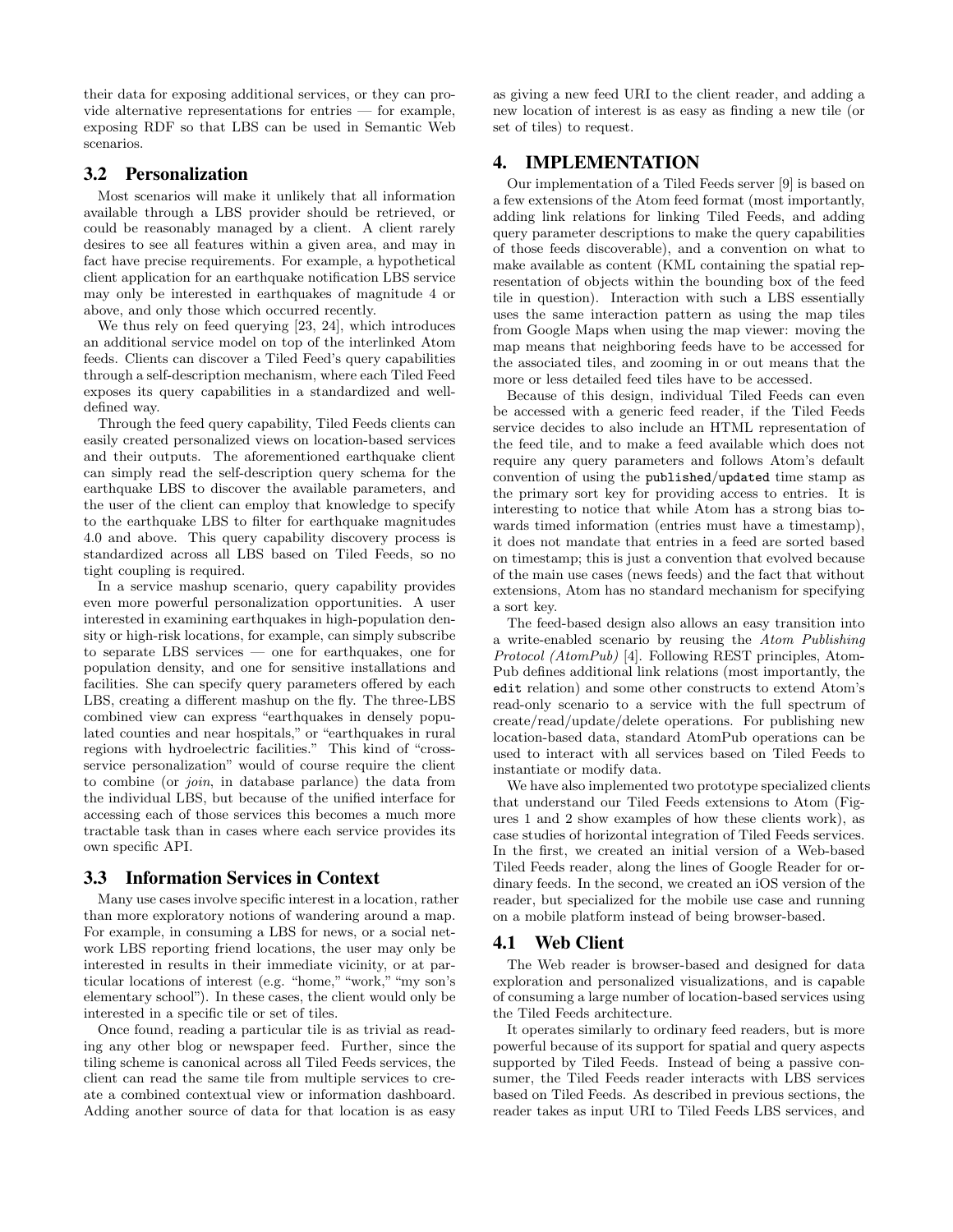their data for exposing additional services, or they can provide alternative representations for entries — for example, exposing RDF so that LBS can be used in Semantic Web scenarios.

### 3.2 Personalization

Most scenarios will make it unlikely that all information available through a LBS provider should be retrieved, or could be reasonably managed by a client. A client rarely desires to see all features within a given area, and may in fact have precise requirements. For example, a hypothetical client application for an earthquake notification LBS service may only be interested in earthquakes of magnitude 4 or above, and only those which occurred recently.

We thus rely on feed querying [23, 24], which introduces an additional service model on top of the interlinked Atom feeds. Clients can discover a Tiled Feed's query capabilities through a self-description mechanism, where each Tiled Feed exposes its query capabilities in a standardized and well-defined way.

Through the feed query capability, Tiled Feeds clients can easily created personalized views on location-based services and their outputs. The aforementioned earthquake client can simply read the self-description query schema for the earthquake LBS to discover the available parameters, and the user of the client can employ that knowledge to specify to the earthquake LBS to filter for earthquake magnitudes 4.0 and above. This query capability discovery process is standardized across all LBS based on Tiled Feeds, so no tight coupling is required.

In a service mashup scenario, query capability provides even more powerful personalization opportunities. A user interested in examining earthquakes in high-population density or high-risk locations, for example, can simply subscribe to separate LBS services — one for earthquakes, one for population density, and one for sensitive installations and facilities. She can specify query parameters offered by each LBS, creating a different mashup on the fly. The three-LBS combined view can express "earthquakes in densely populated counties and near hospitals," or "earthquakes in rural regions with hydroelectric facilities." This kind of "cross-service personalization" would of course require the client to combine (or *join*, in database parlance) the data from the individual LBS, but because of the unified interface for accessing each of those services this becomes a much more tractable task than in cases where each service provides its own specific API.

### 3.3 Information Services in Context

Many use cases involve specific interest in a location, rather than more exploratory notions of wandering around a map. For example, in consuming a LBS for news, or a social network LBS reporting friend locations, the user may only be interested in results in their immediate vicinity, or at particular locations of interest (e.g. "home," "work," "my son's elementary school"). In these cases, the client would only be interested in a specific tile or set of tiles.

Once found, reading a particular tile is as trivial as reading any other blog or newspaper feed. Further, since the tiling scheme is canonical across all Tiled Feeds services, the client can read the same tile from multiple services to create a combined contextual view or information dashboard. Adding another source of data for that location is as easy as giving a new feed URI to the client reader, and adding a new location of interest is as easy as finding a new tile (or set of tiles) to request.

## 4. IMPLEMENTATION

Our implementation of a Tiled Feeds server [9] is based on a few extensions of the Atom feed format (most importantly, adding link relations for linking Tiled Feeds, and adding query parameter descriptions to make the query capabilities of those feeds discoverable), and a convention on what to make available as content (KML containing the spatial representation of objects within the bounding box of the feed tile in question). Interaction with such a LBS essentially uses the same interaction pattern as using the map tiles from Google Maps when using the map viewer: moving the map means that neighboring feeds have to be accessed for the associated tiles, and zooming in or out means that the more or less detailed feed tiles have to be accessed.

Because of this design, individual Tiled Feeds can even be accessed with a generic feed reader, if the Tiled Feeds service decides to also include an HTML representation of the feed tile, and to make a feed available which does not require any query parameters and follows Atom's default convention of using the `published`/`updated` time stamp as the primary sort key for providing access to entries. It is interesting to notice that while Atom has a strong bias towards timed information (entries must have a timestamp), it does not mandate that entries in a feed are sorted based on timestamp; this is just a convention that evolved because of the main use cases (news feeds) and the fact that without extensions, Atom has no standard mechanism for specifying a sort key.

The feed-based design also allows an easy transition into a write-enabled scenario by reusing the *Atom Publishing Protocol (AtomPub)* [4]. Following REST principles, AtomPub defines additional link relations (most importantly, the `edit` relation) and some other constructs to extend Atom's read-only scenario to a service with the full spectrum of create/read/update/delete operations. For publishing new location-based data, standard AtomPub operations can be used to interact with all services based on Tiled Feeds to instantiate or modify data.

We have also implemented two prototype specialized clients that understand our Tiled Feeds extensions to Atom (Figures 1 and 2 show examples of how these clients work), as case studies of horizontal integration of Tiled Feeds services. In the first, we created an initial version of a Web-based Tiled Feeds reader, along the lines of Google Reader for ordinary feeds. In the second, we created an iOS version of the reader, but specialized for the mobile use case and running on a mobile platform instead of being browser-based.

### 4.1 Web Client

The Web reader is browser-based and designed for data exploration and personalized visualizations, and is capable of consuming a large number of location-based services using the Tiled Feeds architecture.

It operates similarly to ordinary feed readers, but is more powerful because of its support for spatial and query aspects supported by Tiled Feeds. Instead of being a passive consumer, the Tiled Feeds reader interacts with LBS services based on Tiled Feeds. As described in previous sections, the reader takes as input URI to Tiled Feeds LBS services, and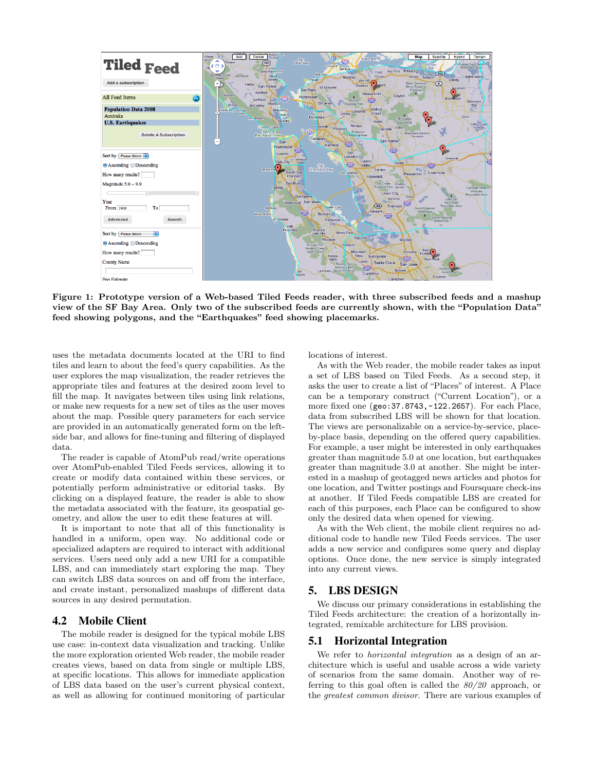Figure 1: Prototype version of a Web-based Tiled Feeds reader, with three subscribed feeds and a mashup view of the SF Bay Area. Only two of the subscribed feeds are currently shown, with the "Population Data" feed showing polygons, and the "Earthquakes" feed showing placemarks.

uses the metadata documents located at the URI to find tiles and learn to about the feed's query capabilities. As the user explores the map visualization, the reader retrieves the appropriate tiles and features at the desired zoom level to fill the map. It navigates between tiles using link relations, or make new requests for a new set of tiles as the user moves about the map. Possible query parameters for each service are provided in an automatically generated form on the left-side bar, and allows for fine-tuning and filtering of displayed data.

The reader is capable of AtomPub read/write operations over AtomPub-enabled Tiled Feeds services, allowing it to create or modify data contained within these services, or potentially perform administrative or editorial tasks. By clicking on a displayed feature, the reader is able to show the metadata associated with the feature, its geospatial geometry, and allow the user to edit these features at will.

It is important to note that all of this functionality is handled in a uniform, open way. No additional code or specialized adapters are required to interact with additional services. Users need only add a new URI for a compatible LBS, and can immediately start exploring the map. They can switch LBS data sources on and off from the interface, and create instant, personalized mashups of different data sources in any desired permutation.

## 4.2 Mobile Client

The mobile reader is designed for the typical mobile LBS use case: in-context data visualization and tracking. Unlike the more exploration oriented Web reader, the mobile reader creates views, based on data from single or multiple LBS, at specific locations. This allows for immediate application of LBS data based on the user's current physical context, as well as allowing for continued monitoring of particular locations of interest.

As with the Web reader, the mobile reader takes as input a set of LBS based on Tiled Feeds. As a second step, it asks the user to create a list of "Places" of interest. A Place can be a temporary construct ("Current Location"), or a more fixed one (`geo:37.8743,-122.2657`). For each Place, data from subscribed LBS will be shown for that location. The views are personalizable on a service-by-service, place-by-place basis, depending on the offered query capabilities. For example, a user might be interested in only earthquakes greater than magnitude 5.0 at one location, but earthquakes greater than magnitude 3.0 at another. She might be interested in a mashup of geotagged news articles and photos for one location, and Twitter postings and Foursquare check-ins at another. If Tiled Feeds compatible LBS are created for each of this purposes, each Place can be configured to show only the desired data when opened for viewing.

As with the Web client, the mobile client requires no additional code to handle new Tiled Feeds services. The user adds a new service and configures some query and display options. Once done, the new service is simply integrated into any current views.

# 5. LBS DESIGN

We discuss our primary considerations in establishing the Tiled Feeds architecture: the creation of a horizontally integrated, remixable architecture for LBS provision.

## 5.1 Horizontal Integration

We refer to *horizontal integration* as a design of an architecture which is useful and usable across a wide variety of scenarios from the same domain. Another way of referring to this goal often is called the *80/20* approach, or the *greatest common divisor*. There are various examples of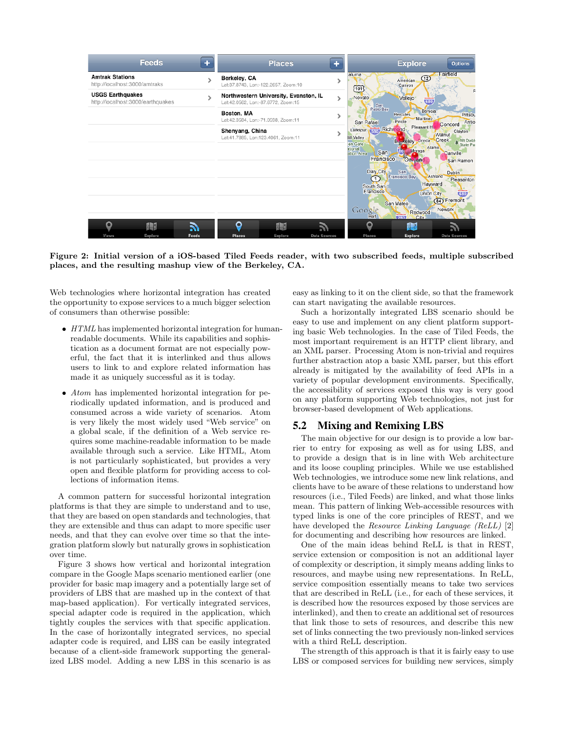**Figure 2: Initial version of a iOS-based Tiled Feeds reader, with two subscribed feeds, multiple subscribed places, and the resulting mashup view of the Berkeley, CA.**

Web technologies where horizontal integration has created the opportunity to expose services to a much bigger selection of consumers than otherwise possible:

- *HTML* has implemented horizontal integration for human-readable documents. While its capabilities and sophistication as a document format are not especially powerful, the fact that it is interlinked and thus allows users to link to and explore related information has made it as uniquely successful as it is today.
- *Atom* has implemented horizontal integration for periodically updated information, and is produced and consumed across a wide variety of scenarios. Atom is very likely the most widely used "Web service" on a global scale, if the definition of a Web service requires some machine-readable information to be made available through such a service. Like HTML, Atom is not particularly sophisticated, but provides a very open and flexible platform for providing access to collections of information items.

A common pattern for successful horizontal integration platforms is that they are simple to understand and to use, that they are based on open standards and technologies, that they are extensible and thus can adapt to more specific user needs, and that they can evolve over time so that the integration platform slowly but naturally grows in sophistication over time.

Figure 3 shows how vertical and horizontal integration compare in the Google Maps scenario mentioned earlier (one provider for basic map imagery and a potentially large set of providers of LBS that are mashed up in the context of that map-based application). For vertically integrated services, special adapter code is required in the application, which tightly couples the services with that specific application. In the case of horizontally integrated services, no special adapter code is required, and LBS can be easily integrated because of a client-side framework supporting the generalized LBS model. Adding a new LBS in this scenario is as easy as linking to it on the client side, so that the framework can start navigating the available resources.

Such a horizontally integrated LBS scenario should be easy to use and implement on any client platform supporting basic Web technologies. In the case of Tiled Feeds, the most important requirement is an HTTP client library, and an XML parser. Processing Atom is non-trivial and requires further abstraction atop a basic XML parser, but this effort already is mitigated by the availability of feed APIs in a variety of popular development environments. Specifically, the accessibility of services exposed this way is very good on any platform supporting Web technologies, not just for browser-based development of Web applications.

## 5.2 Mixing and Remixing LBS

The main objective for our design is to provide a low barrier to entry for exposing as well as for using LBS, and to provide a design that is in line with Web architecture and its loose coupling principles. While we use established Web technologies, we introduce some new link relations, and clients have to be aware of these relations to understand how resources (i.e., Tiled Feeds) are linked, and what those links mean. This pattern of linking Web-accessible resources with typed links is one of the core principles of REST, and we have developed the *Resource Linking Language (ReLL)* [2] for documenting and describing how resources are linked.

One of the main ideas behind ReLL is that in REST, service extension or composition is not an additional layer of complexity or description, it simply means adding links to resources, and maybe using new representations. In ReLL, service composition essentially means to take two services that are described in ReLL (i.e., for each of these services, it is described how the resources exposed by those services are interlinked), and then to create an additional set of resources that link those to sets of resources, and describe this new set of links connecting the two previously non-linked services with a third ReLL description.

The strength of this approach is that it is fairly easy to use LBS or composed services for building new services, simply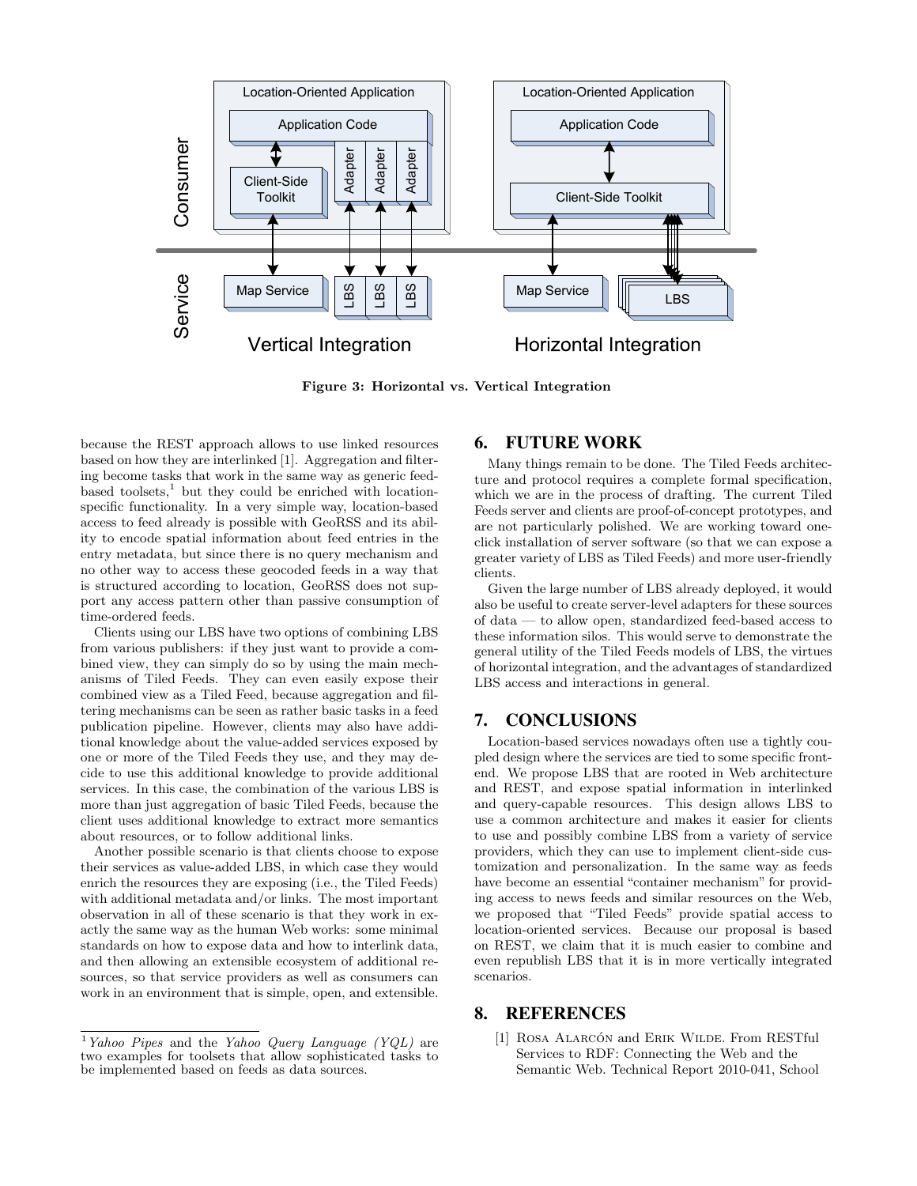Consumer

Service

Location-Oriented Application

Application Code

Client-Side Toolkit

Adapter

Adapter

Adapter

Map Service

LBS

LBS

LBS

Vertical Integration

Location-Oriented Application

Application Code

Client-Side Toolkit

Map Service

LBS

Horizontal Integration

**Figure 3: Horizontal vs. Vertical Integration**

because the REST approach allows to use linked resources based on how they are interlinked [1]. Aggregation and filtering become tasks that work in the same way as generic feed-based toolsets,[1] but they could be enriched with location-specific functionality. In a very simple way, location-based access to feed already is possible with GeoRSS and its ability to encode spatial information about feed entries in the entry metadata, but since there is no query mechanism and no other way to access these geocoded feeds in a way that is structured according to location, GeoRSS does not support any access pattern other than passive consumption of time-ordered feeds.

Clients using our LBS have two options of combining LBS from various publishers: if they just want to provide a combined view, they can simply do so by using the main mechanisms of Tiled Feeds. They can even easily expose their combined view as a Tiled Feed, because aggregation and filtering mechanisms can be seen as rather basic tasks in a feed publication pipeline. However, clients may also have additional knowledge about the value-added services exposed by one or more of the Tiled Feeds they use, and they may decide to use this additional knowledge to provide additional services. In this case, the combination of the various LBS is more than just aggregation of basic Tiled Feeds, because the client uses additional knowledge to extract more semantics about resources, or to follow additional links.

Another possible scenario is that clients choose to expose their services as value-added LBS, in which case they would enrich the resources they are exposing (i.e., the Tiled Feeds) with additional metadata and/or links. The most important observation in all of these scenario is that they work in exactly the same way as the human Web works: some minimal standards on how to expose data and how to interlink data, and then allowing an extensible ecosystem of additional resources, so that service providers as well as consumers can work in an environment that is simple, open, and extensible.

[1] *Yahoo Pipes* and the *Yahoo Query Language (YQL)* are two examples for toolsets that allow sophisticated tasks to be implemented based on feeds as data sources.

## 6. FUTURE WORK

Many things remain to be done. The Tiled Feeds architecture and protocol requires a complete formal specification, which we are in the process of drafting. The current Tiled Feeds server and clients are proof-of-concept prototypes, and are not particularly polished. We are working toward one-click installation of server software (so that we can expose a greater variety of LBS as Tiled Feeds) and more user-friendly clients.

Given the large number of LBS already deployed, it would also be useful to create server-level adapters for these sources of data — to allow open, standardized feed-based access to these information silos. This would serve to demonstrate the general utility of the Tiled Feeds models of LBS, the virtues of horizontal integration, and the advantages of standardized LBS access and interactions in general.

## 7. CONCLUSIONS

Location-based services nowadays often use a tightly coupled design where the services are tied to some specific frontend. We propose LBS that are rooted in Web architecture and REST, and expose spatial information in interlinked and query-capable resources. This design allows LBS to use a common architecture and makes it easier for clients to use and possibly combine LBS from a variety of service providers, which they can use to implement client-side customization and personalization. In the same way as feeds have become an essential "container mechanism" for providing access to news feeds and similar resources on the Web, we proposed that "Tiled Feeds" provide spatial access to location-oriented services. Because our proposal is based on REST, we claim that it is much easier to combine and even republish LBS that it is in more vertically integrated scenarios.

## 8. REFERENCES

[1] Rosa Alarcón and Erik Wilde. From RESTful Services to RDF: Connecting the Web and the Semantic Web. Technical Report 2010-041, School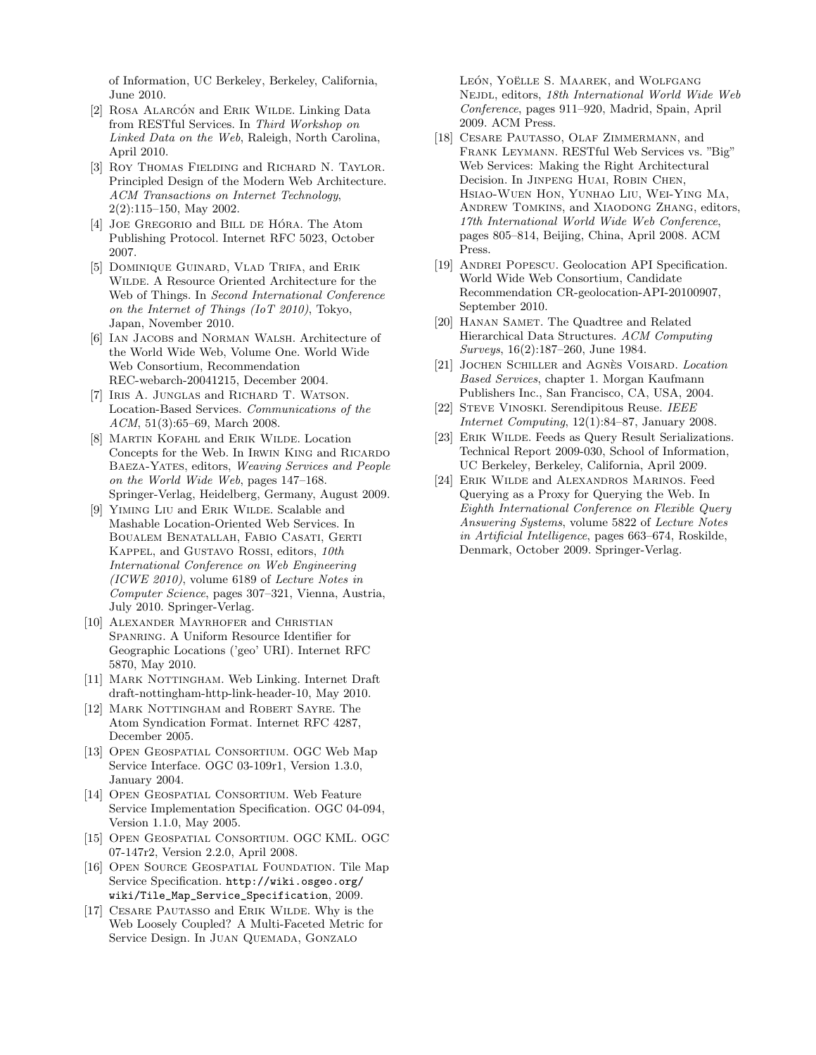of Information, UC Berkeley, Berkeley, California, June 2010.

[2] Rosa Alarcón and Erik Wilde. Linking Data from RESTful Services. In *Third Workshop on Linked Data on the Web*, Raleigh, North Carolina, April 2010.

[3] Roy Thomas Fielding and Richard N. Taylor. Principled Design of the Modern Web Architecture. *ACM Transactions on Internet Technology*, 2(2):115–150, May 2002.

[4] Joe Gregorio and Bill de Hóra. The Atom Publishing Protocol. Internet RFC 5023, October 2007.

[5] Dominique Guinard, Vlad Trifa, and Erik Wilde. A Resource Oriented Architecture for the Web of Things. In *Second International Conference on the Internet of Things (IoT 2010)*, Tokyo, Japan, November 2010.

[6] Ian Jacobs and Norman Walsh. Architecture of the World Wide Web, Volume One. World Wide Web Consortium, Recommendation REC-webarch-20041215, December 2004.

[7] Iris A. Junglas and Richard T. Watson. Location-Based Services. *Communications of the ACM*, 51(3):65–69, March 2008.

[8] Martin Kofahl and Erik Wilde. Location Concepts for the Web. In Irwin King and Ricardo Baeza-Yates, editors, *Weaving Services and People on the World Wide Web*, pages 147–168. Springer-Verlag, Heidelberg, Germany, August 2009.

[9] Yiming Liu and Erik Wilde. Scalable and Mashable Location-Oriented Web Services. In Boualem Benatallah, Fabio Casati, Gerti Kappel, and Gustavo Rossi, editors, *10th International Conference on Web Engineering (ICWE 2010)*, volume 6189 of *Lecture Notes in Computer Science*, pages 307–321, Vienna, Austria, July 2010. Springer-Verlag.

[10] Alexander Mayrhofer and Christian Spanring. A Uniform Resource Identifier for Geographic Locations ('geo' URI). Internet RFC 5870, May 2010.

[11] Mark Nottingham. Web Linking. Internet Draft draft-nottingham-http-link-header-10, May 2010.

[12] Mark Nottingham and Robert Sayre. The Atom Syndication Format. Internet RFC 4287, December 2005.

[13] Open Geospatial Consortium. OGC Web Map Service Interface. OGC 03-109r1, Version 1.3.0, January 2004.

[14] Open Geospatial Consortium. Web Feature Service Implementation Specification. OGC 04-094, Version 1.1.0, May 2005.

[15] Open Geospatial Consortium. OGC KML. OGC 07-147r2, Version 2.2.0, April 2008.

[16] Open Source Geospatial Foundation. Tile Map Service Specification. `http://wiki.osgeo.org/wiki/Tile_Map_Service_Specification`, 2009.

[17] Cesare Pautasso and Erik Wilde. Why is the Web Loosely Coupled? A Multi-Faceted Metric for Service Design. In Juan Quemada, Gonzalo León, Yoëlle S. Maarek, and Wolfgang Nejdl, editors, *18th International World Wide Web Conference*, pages 911–920, Madrid, Spain, April 2009. ACM Press.

[18] Cesare Pautasso, Olaf Zimmermann, and Frank Leymann. RESTful Web Services vs. "Big" Web Services: Making the Right Architectural Decision. In Jinpeng Huai, Robin Chen, Hsiao-Wuen Hon, Yunhao Liu, Wei-Ying Ma, Andrew Tomkins, and Xiaodong Zhang, editors, *17th International World Wide Web Conference*, pages 805–814, Beijing, China, April 2008. ACM Press.

[19] Andrei Popescu. Geolocation API Specification. World Wide Web Consortium, Candidate Recommendation CR-geolocation-API-20100907, September 2010.

[20] Hanan Samet. The Quadtree and Related Hierarchical Data Structures. *ACM Computing Surveys*, 16(2):187–260, June 1984.

[21] Jochen Schiller and Agnès Voisard. *Location Based Services*, chapter 1. Morgan Kaufmann Publishers Inc., San Francisco, CA, USA, 2004.

[22] Steve Vinoski. Serendipitous Reuse. *IEEE Internet Computing*, 12(1):84–87, January 2008.

[23] Erik Wilde. Feeds as Query Result Serializations. Technical Report 2009-030, School of Information, UC Berkeley, Berkeley, California, April 2009.

[24] Erik Wilde and Alexandros Marinos. Feed Querying as a Proxy for Querying the Web. In *Eighth International Conference on Flexible Query Answering Systems*, volume 5822 of *Lecture Notes in Artificial Intelligence*, pages 663–674, Roskilde, Denmark, October 2009. Springer-Verlag.